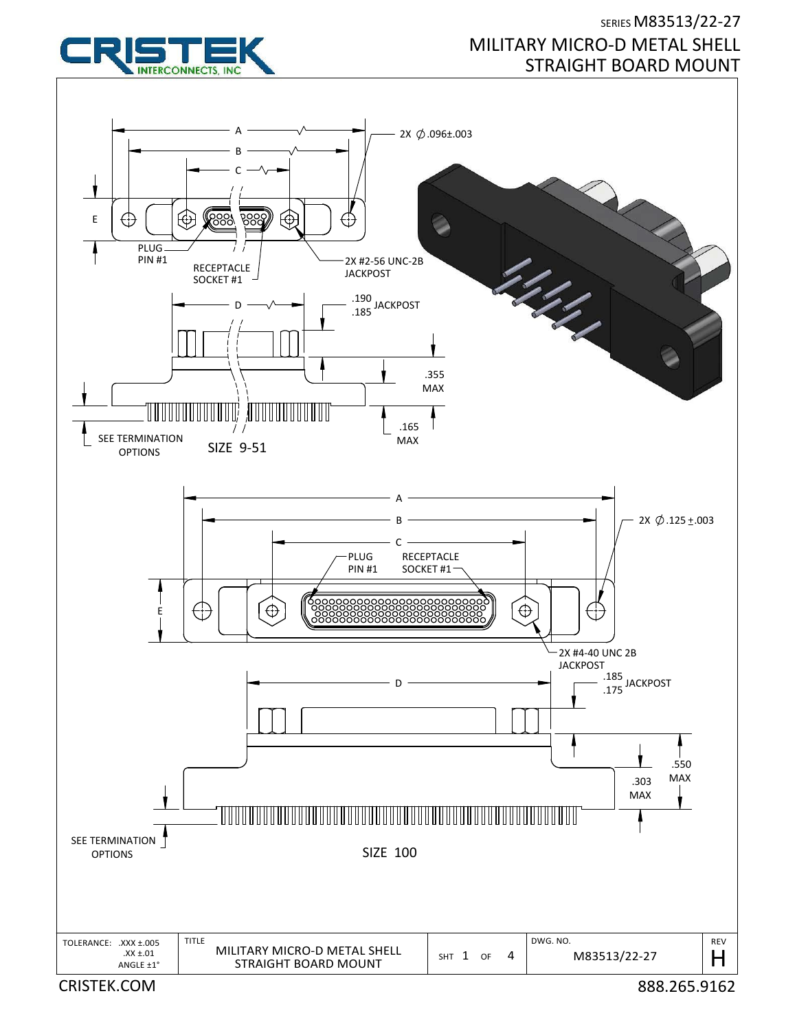SERIES M83513/22-27

# MILITARY MICRO-D METAL SHELL STRAIGHT BOARD MOUNT

A

B

C

2X ∅.096±.003

E

PLUG PIN #1

RECEPTACLE SOCKET #1

2X #2-56 UNC-2B JACKPOST

D

.190
.185 JACKPOST

.355 MAX

.165 MAX

SEE TERMINATION OPTIONS

SIZE 9-51

A

B

2X ∅.125 ±.003

C

PLUG PIN #1

RECEPTACLE SOCKET #1

E

2X #4-40 UNC 2B JACKPOST

D

.185
.175 JACKPOST

.550 MAX

.303 MAX

SEE TERMINATION OPTIONS

SIZE 100

| TOLERANCE: .XXX ±.005<br>.XX ±.01<br>ANGLE ±1° | TITLE<br>MILITARY MICRO-D METAL SHELL<br>STRAIGHT BOARD MOUNT | SHT 1 OF 4 | DWG. NO.<br>M83513/22-27 | REV<br>H |
|---|---|---|---|---|

CRISTEK.COM

888.265.9162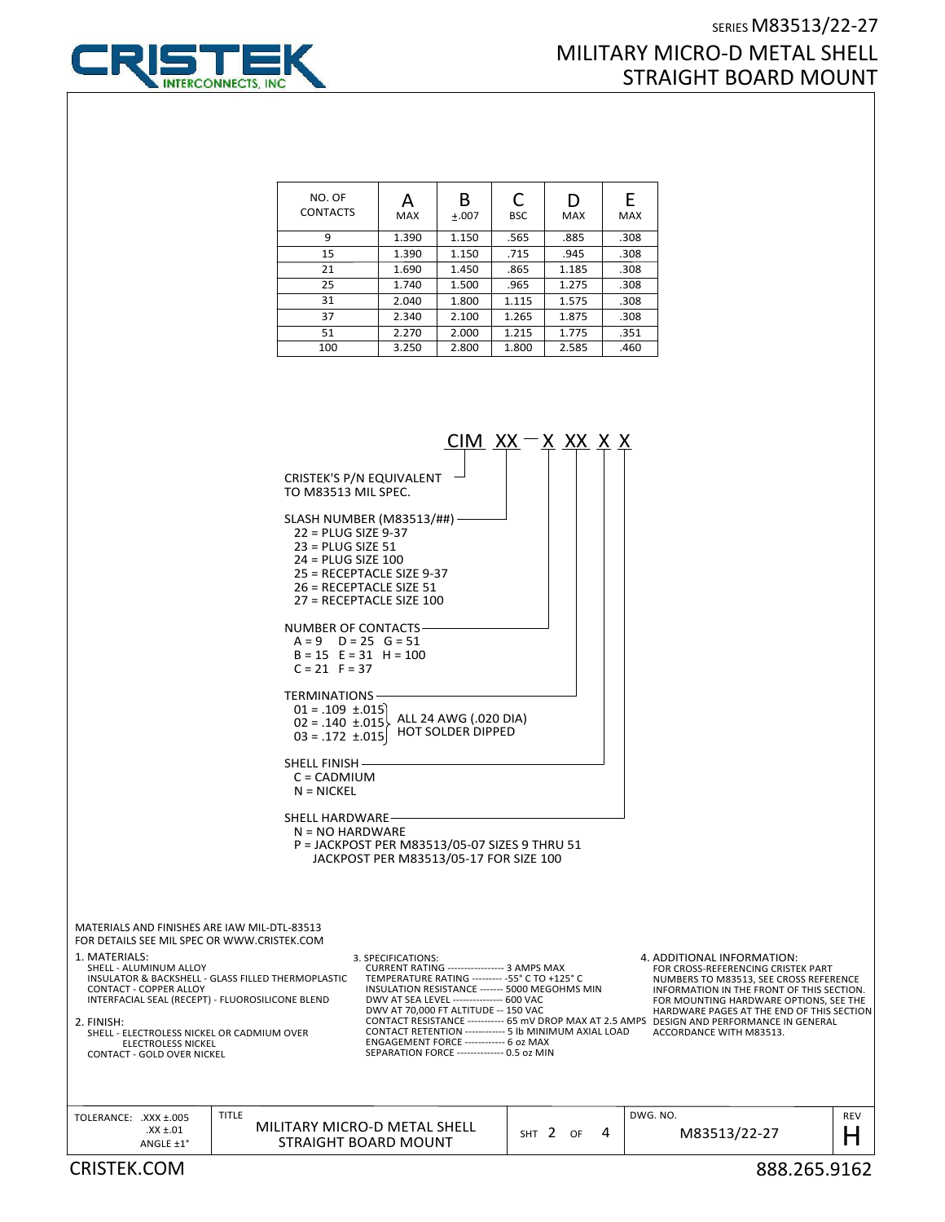# SERIES M83513/22-27

# MILITARY MICRO-D METAL SHELL STRAIGHT BOARD MOUNT

| NO. OF CONTACTS | A MAX | B ±.007 | C BSC | D MAX | E MAX |
|---|---|---|---|---|---|
| 9 | 1.390 | 1.150 | .565 | .885 | .308 |
| 15 | 1.390 | 1.150 | .715 | .945 | .308 |
| 21 | 1.690 | 1.450 | .865 | 1.185 | .308 |
| 25 | 1.740 | 1.500 | .965 | 1.275 | .308 |
| 31 | 2.040 | 1.800 | 1.115 | 1.575 | .308 |
| 37 | 2.340 | 2.100 | 1.265 | 1.875 | .308 |
| 51 | 2.270 | 2.000 | 1.215 | 1.775 | .351 |
| 100 | 3.250 | 2.800 | 1.800 | 2.585 | .460 |

**CIM XX — X XX X X**

CRISTEK'S P/N EQUIVALENT TO M83513 MIL SPEC.

SLASH NUMBER (M83513/##)
- 22 = PLUG SIZE 9-37
- 23 = PLUG SIZE 51
- 24 = PLUG SIZE 100
- 25 = RECEPTACLE SIZE 9-37
- 26 = RECEPTACLE SIZE 51
- 27 = RECEPTACLE SIZE 100

NUMBER OF CONTACTS
- A = 9   D = 25   G = 51
- B = 15   E = 31   H = 100
- C = 21   F = 37

TERMINATIONS
- 01 = .109 ±.015
- 02 = .140 ±.015
- 03 = .172 ±.015

ALL 24 AWG (.020 DIA) HOT SOLDER DIPPED

SHELL FINISH
- C = CADMIUM
- N = NICKEL

SHELL HARDWARE
- N = NO HARDWARE
- P = JACKPOST PER M83513/05-07 SIZES 9 THRU 51
  JACKPOST PER M83513/05-17 FOR SIZE 100

MATERIALS AND FINISHES ARE IAW MIL-DTL-83513
FOR DETAILS SEE MIL SPEC OR WWW.CRISTEK.COM

1. MATERIALS:
   - SHELL - ALUMINUM ALLOY
   - INSULATOR & BACKSHELL - GLASS FILLED THERMOPLASTIC
   - CONTACT - COPPER ALLOY
   - INTERFACIAL SEAL (RECEPT) - FLUOROSILICONE BLEND

2. FINISH:
   - SHELL - ELECTROLESS NICKEL OR CADMIUM OVER ELECTROLESS NICKEL
   - CONTACT - GOLD OVER NICKEL

3. SPECIFICATIONS:
   - CURRENT RATING ------------------ 3 AMPS MAX
   - TEMPERATURE RATING ---------- -55° C TO +125° C
   - INSULATION RESISTANCE -------- 5000 MEGOHMS MIN
   - DWV AT SEA LEVEL --------------- 600 VAC
   - DWV AT 70,000 FT ALTITUDE -- 150 VAC
   - CONTACT RESISTANCE ----------- 65 mV DROP MAX AT 2.5 AMPS
   - CONTACT RETENTION ------------ 5 lb MINIMUM AXIAL LOAD
   - ENGAGEMENT FORCE ------------ 6 oz MAX
   - SEPARATION FORCE -------------- 0.5 oz MIN

4. ADDITIONAL INFORMATION:
   FOR CROSS-REFERENCING CRISTEK PART NUMBERS TO M83513, SEE CROSS REFERENCE INFORMATION IN THE FRONT OF THIS SECTION. FOR MOUNTING HARDWARE OPTIONS, SEE THE HARDWARE PAGES AT THE END OF THIS SECTION DESIGN AND PERFORMANCE IN GENERAL ACCORDANCE WITH M83513.

| TOLERANCE: .XXX ±.005 .XX ±.01 ANGLE ±1° | TITLE: MILITARY MICRO-D METAL SHELL STRAIGHT BOARD MOUNT | SHT 2 OF 4 | DWG. NO. M83513/22-27 | REV H |
|---|---|---|---|---|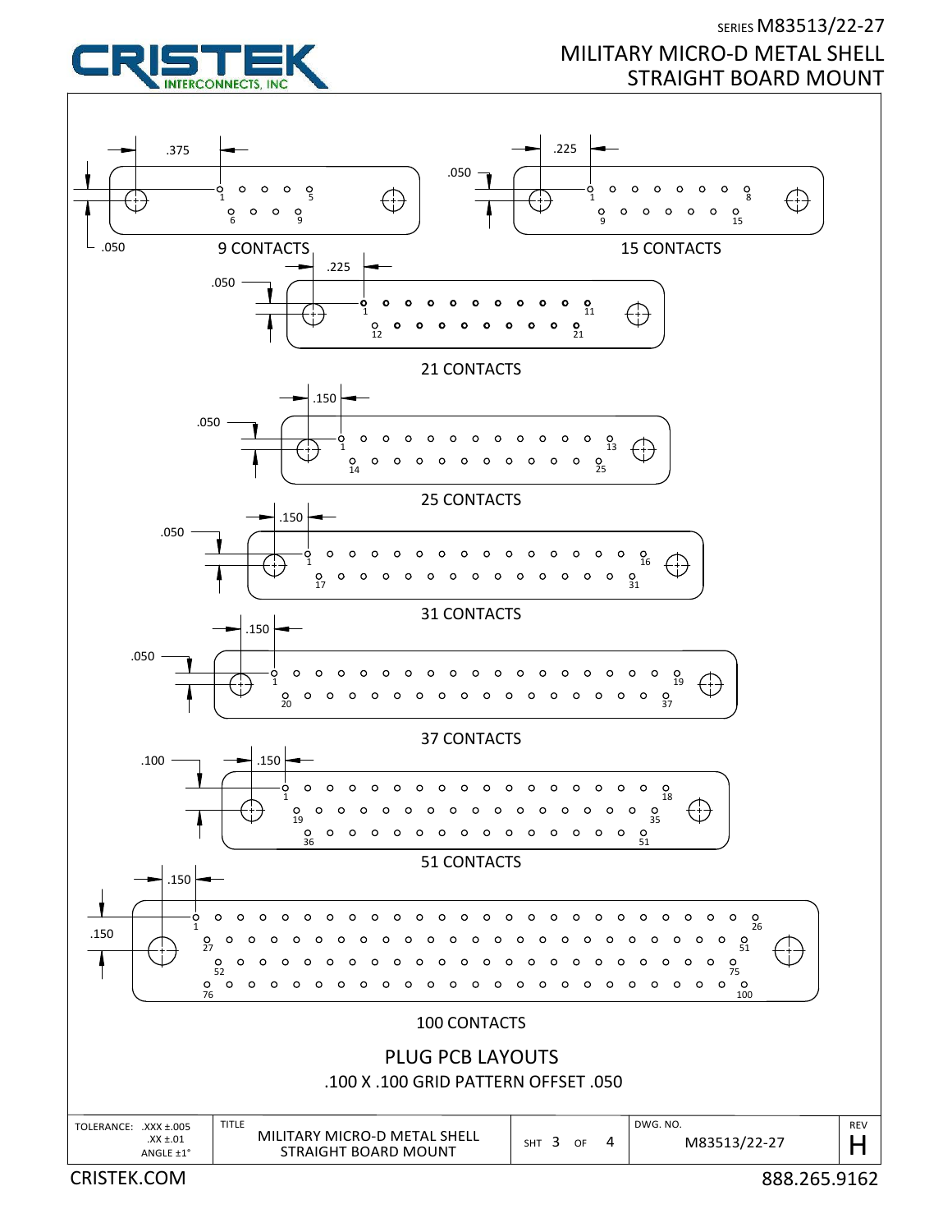# SERIES M83513/22-27

## MILITARY MICRO-D METAL SHELL STRAIGHT BOARD MOUNT

.375

.050

9 CONTACTS

.225

.050

15 CONTACTS

.225

.050

21 CONTACTS

.150

.050

25 CONTACTS

.150

.050

31 CONTACTS

.150

.050

37 CONTACTS

.100

.150

51 CONTACTS

.150

.150

100 CONTACTS

PLUG PCB LAYOUTS

.100 X .100 GRID PATTERN OFFSET .050

| TOLERANCE: .XXX ±.005 .XX ±.01 ANGLE ±1° | TITLE: MILITARY MICRO-D METAL SHELL STRAIGHT BOARD MOUNT | SHT 3 OF 4 | DWG. NO. M83513/22-27 | REV H |
|---|---|---|---|---|

CRISTEK.COM

888.265.9162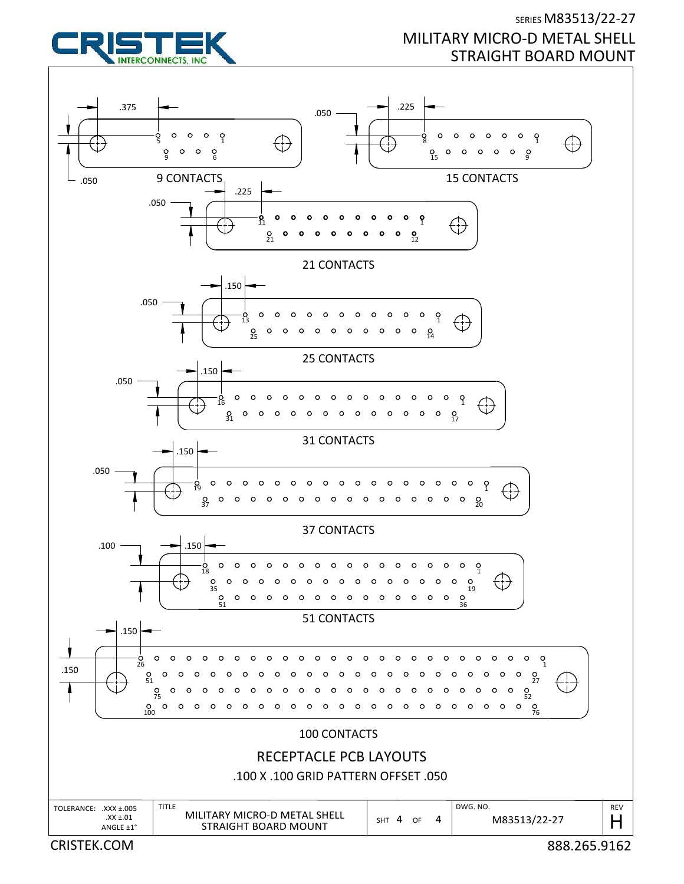SERIES M83513/22-27

# MILITARY MICRO-D METAL SHELL STRAIGHT BOARD MOUNT

.375
.050
5 1
9 6
9 CONTACTS

.050
.225
8 1
15 9
15 CONTACTS

.050
.225
11 1
21 12
21 CONTACTS

.050
.150
13 1
25 14
25 CONTACTS

.050
.150
16 1
31 17
31 CONTACTS

.050
.150
19 1
37 20
37 CONTACTS

.100
.150
18 1
35 19
51 36
51 CONTACTS

.150
.150
26 1
51 27
75 52
100 76
100 CONTACTS

## RECEPTACLE PCB LAYOUTS

.100 X .100 GRID PATTERN OFFSET .050

| | | | | |
|---|---|---|---|---|
| TOLERANCE: .XXX ±.005<br>.XX ±.01<br>ANGLE ±1° | TITLE<br>MILITARY MICRO-D METAL SHELL<br>STRAIGHT BOARD MOUNT | SHT 4 OF 4 | DWG. NO.<br>M83513/22-27 | REV<br>H |

CRISTEK.COM

888.265.9162